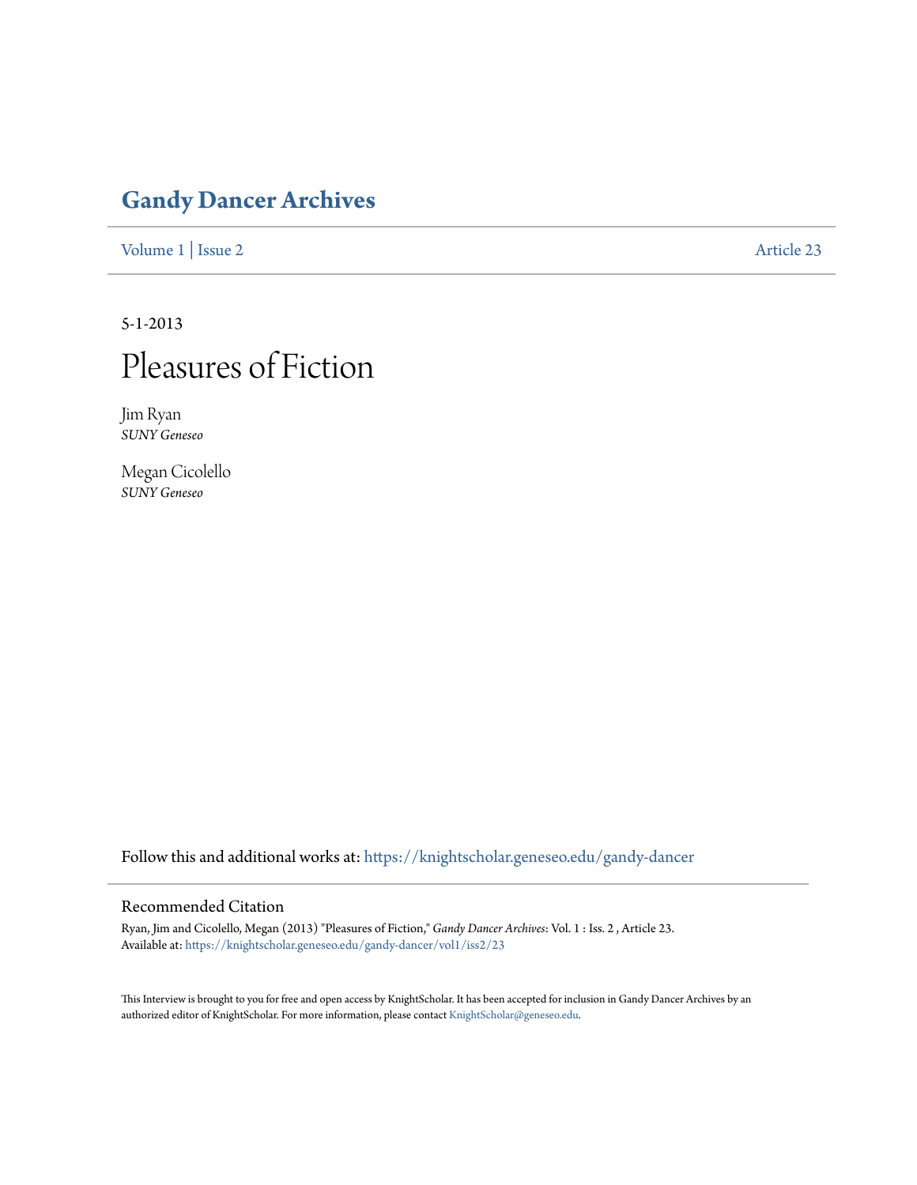# Gandy Dancer Archives

Volume 1 | Issue 2 Article 23

5-1-2013

# Pleasures of Fiction

Jim Ryan
*SUNY Geneseo*

Megan Cicolello
*SUNY Geneseo*

Follow this and additional works at: https://knightscholar.geneseo.edu/gandy-dancer

## Recommended Citation

Ryan, Jim and Cicolello, Megan (2013) "Pleasures of Fiction," *Gandy Dancer Archives*: Vol. 1 : Iss. 2 , Article 23.
Available at: https://knightscholar.geneseo.edu/gandy-dancer/vol1/iss2/23

This Interview is brought to you for free and open access by KnightScholar. It has been accepted for inclusion in Gandy Dancer Archives by an authorized editor of KnightScholar. For more information, please contact KnightScholar@geneseo.edu.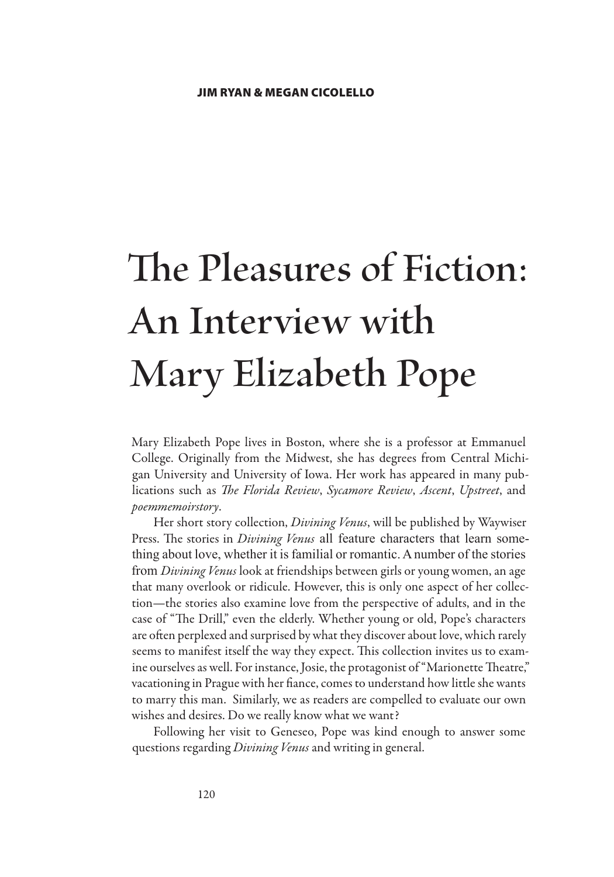**JIM RYAN & MEGAN CICOLELLO**

# The Pleasures of Fiction: An Interview with Mary Elizabeth Pope

Mary Elizabeth Pope lives in Boston, where she is a professor at Emmanuel College. Originally from the Midwest, she has degrees from Central Michigan University and University of Iowa. Her work has appeared in many publications such as *The Florida Review*, *Sycamore Review*, *Ascent*, *Upstreet*, and *poemmemoirstory*.

Her short story collection, *Divining Venus*, will be published by Waywiser Press. The stories in *Divining Venus* all feature characters that learn something about love, whether it is familial or romantic. A number of the stories from *Divining Venus* look at friendships between girls or young women, an age that many overlook or ridicule. However, this is only one aspect of her collection—the stories also examine love from the perspective of adults, and in the case of "The Drill," even the elderly. Whether young or old, Pope's characters are often perplexed and surprised by what they discover about love, which rarely seems to manifest itself the way they expect. This collection invites us to examine ourselves as well. For instance, Josie, the protagonist of "Marionette Theatre," vacationing in Prague with her fiance, comes to understand how little she wants to marry this man. Similarly, we as readers are compelled to evaluate our own wishes and desires. Do we really know what we want?

Following her visit to Geneseo, Pope was kind enough to answer some questions regarding *Divining Venus* and writing in general.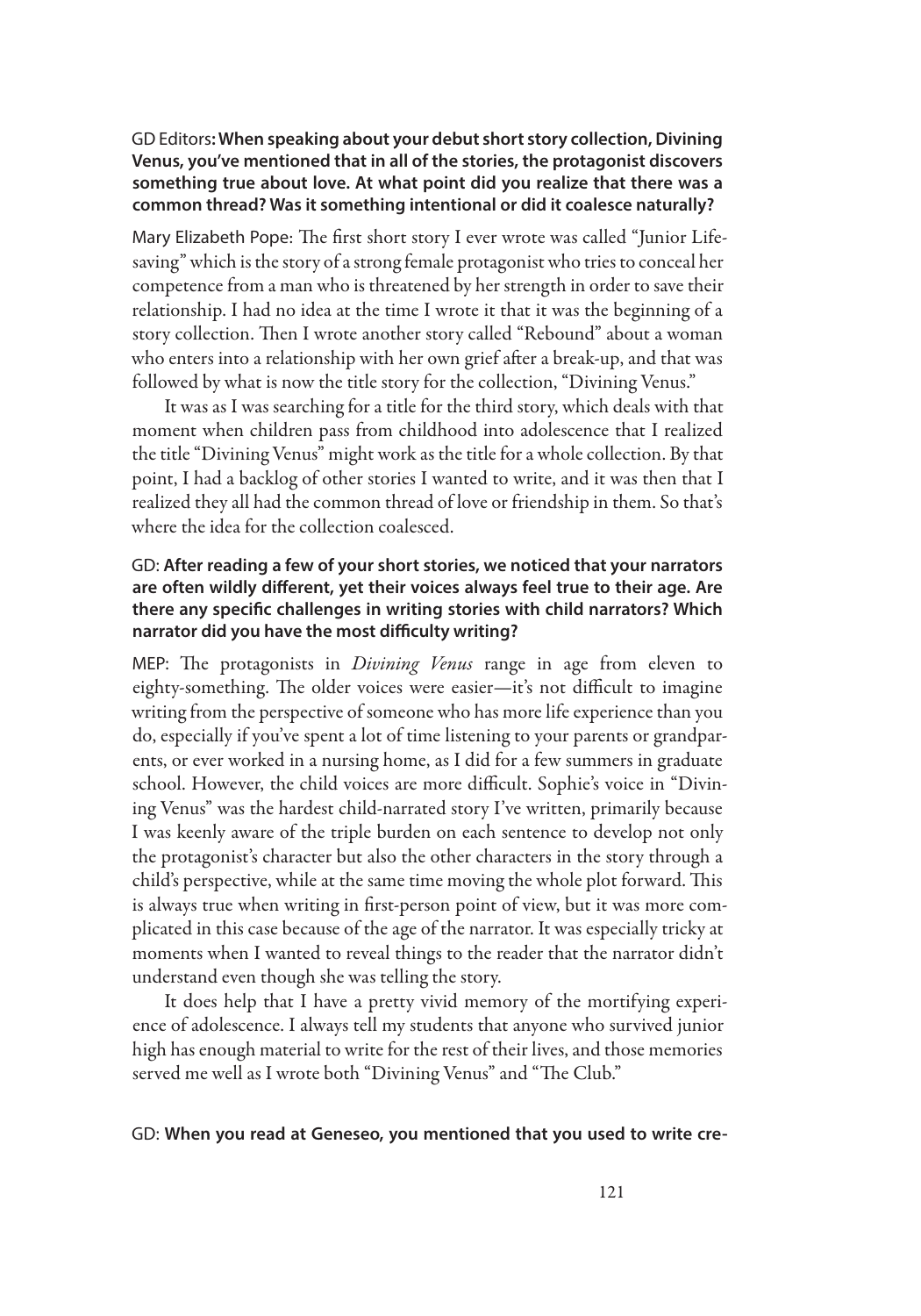GD Editors**: When speaking about your debut short story collection, Divining Venus, you've mentioned that in all of the stories, the protagonist discovers something true about love. At what point did you realize that there was a common thread? Was it something intentional or did it coalesce naturally?**

Mary Elizabeth Pope: The first short story I ever wrote was called "Junior Lifesaving" which is the story of a strong female protagonist who tries to conceal her competence from a man who is threatened by her strength in order to save their relationship. I had no idea at the time I wrote it that it was the beginning of a story collection. Then I wrote another story called "Rebound" about a woman who enters into a relationship with her own grief after a break-up, and that was followed by what is now the title story for the collection, "Divining Venus."

It was as I was searching for a title for the third story, which deals with that moment when children pass from childhood into adolescence that I realized the title "Divining Venus" might work as the title for a whole collection. By that point, I had a backlog of other stories I wanted to write, and it was then that I realized they all had the common thread of love or friendship in them. So that's where the idea for the collection coalesced.

GD: **After reading a few of your short stories, we noticed that your narrators are often wildly different, yet their voices always feel true to their age. Are there any specific challenges in writing stories with child narrators? Which narrator did you have the most difficulty writing?**

MEP: The protagonists in *Divining Venus* range in age from eleven to eighty-something. The older voices were easier—it's not difficult to imagine writing from the perspective of someone who has more life experience than you do, especially if you've spent a lot of time listening to your parents or grandparents, or ever worked in a nursing home, as I did for a few summers in graduate school. However, the child voices are more difficult. Sophie's voice in "Divining Venus" was the hardest child-narrated story I've written, primarily because I was keenly aware of the triple burden on each sentence to develop not only the protagonist's character but also the other characters in the story through a child's perspective, while at the same time moving the whole plot forward. This is always true when writing in first-person point of view, but it was more complicated in this case because of the age of the narrator. It was especially tricky at moments when I wanted to reveal things to the reader that the narrator didn't understand even though she was telling the story.

It does help that I have a pretty vivid memory of the mortifying experience of adolescence. I always tell my students that anyone who survived junior high has enough material to write for the rest of their lives, and those memories served me well as I wrote both "Divining Venus" and "The Club."

GD: **When you read at Geneseo, you mentioned that you used to write cre-**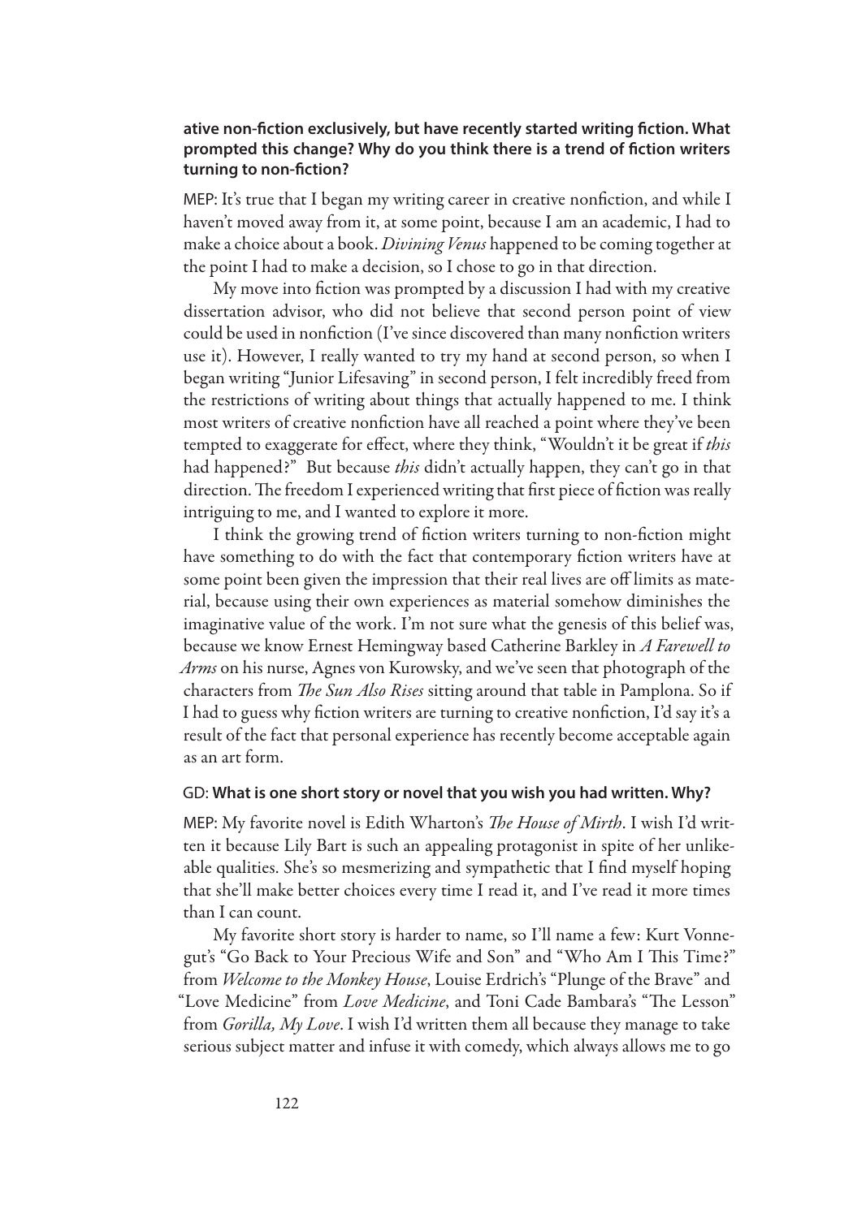**ative non-fiction exclusively, but have recently started writing fiction. What prompted this change? Why do you think there is a trend of fiction writers turning to non-fiction?**

MEP: It's true that I began my writing career in creative nonfiction, and while I haven't moved away from it, at some point, because I am an academic, I had to make a choice about a book. *Divining Venus* happened to be coming together at the point I had to make a decision, so I chose to go in that direction.

My move into fiction was prompted by a discussion I had with my creative dissertation advisor, who did not believe that second person point of view could be used in nonfiction (I've since discovered than many nonfiction writers use it). However, I really wanted to try my hand at second person, so when I began writing "Junior Lifesaving" in second person, I felt incredibly freed from the restrictions of writing about things that actually happened to me. I think most writers of creative nonfiction have all reached a point where they've been tempted to exaggerate for effect, where they think, "Wouldn't it be great if *this* had happened?" But because *this* didn't actually happen, they can't go in that direction. The freedom I experienced writing that first piece of fiction was really intriguing to me, and I wanted to explore it more.

I think the growing trend of fiction writers turning to non-fiction might have something to do with the fact that contemporary fiction writers have at some point been given the impression that their real lives are off limits as material, because using their own experiences as material somehow diminishes the imaginative value of the work. I'm not sure what the genesis of this belief was, because we know Ernest Hemingway based Catherine Barkley in *A Farewell to Arms* on his nurse, Agnes von Kurowsky, and we've seen that photograph of the characters from *The Sun Also Rises* sitting around that table in Pamplona. So if I had to guess why fiction writers are turning to creative nonfiction, I'd say it's a result of the fact that personal experience has recently become acceptable again as an art form.

GD: **What is one short story or novel that you wish you had written. Why?**

MEP: My favorite novel is Edith Wharton's *The House of Mirth*. I wish I'd written it because Lily Bart is such an appealing protagonist in spite of her unlikeable qualities. She's so mesmerizing and sympathetic that I find myself hoping that she'll make better choices every time I read it, and I've read it more times than I can count.

My favorite short story is harder to name, so I'll name a few: Kurt Vonnegut's "Go Back to Your Precious Wife and Son" and "Who Am I This Time?" from *Welcome to the Monkey House*, Louise Erdrich's "Plunge of the Brave" and "Love Medicine" from *Love Medicine*, and Toni Cade Bambara's "The Lesson" from *Gorilla, My Love*. I wish I'd written them all because they manage to take serious subject matter and infuse it with comedy, which always allows me to go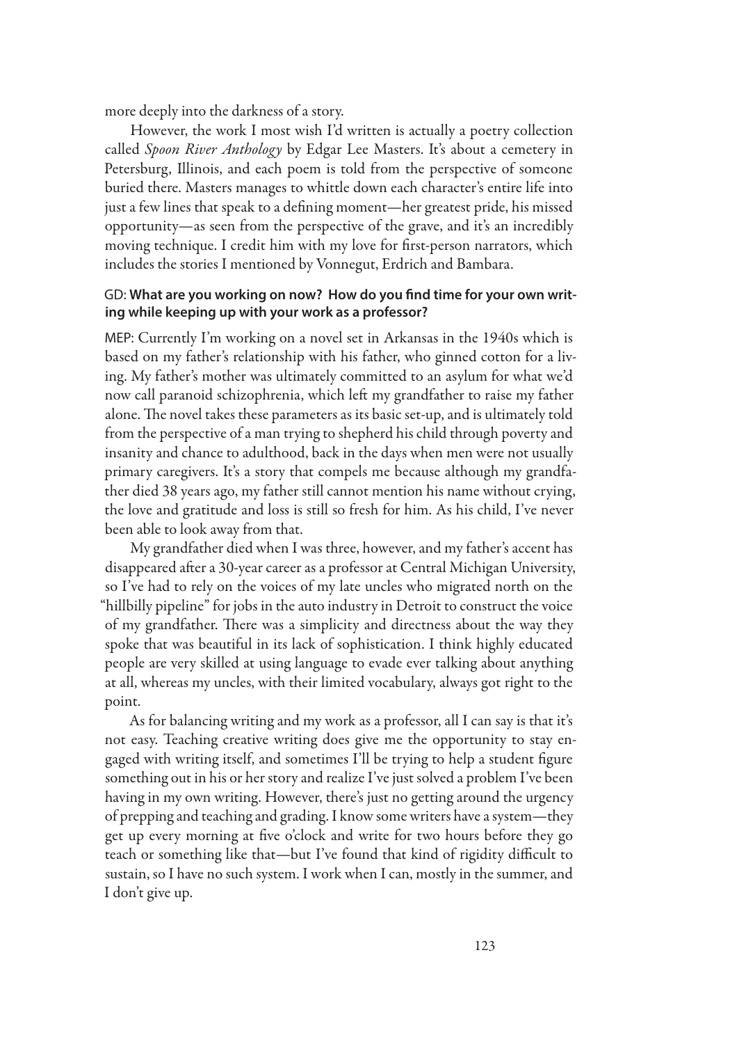more deeply into the darkness of a story.

However, the work I most wish I'd written is actually a poetry collection called *Spoon River Anthology* by Edgar Lee Masters. It's about a cemetery in Petersburg, Illinois, and each poem is told from the perspective of someone buried there. Masters manages to whittle down each character's entire life into just a few lines that speak to a defining moment—her greatest pride, his missed opportunity—as seen from the perspective of the grave, and it's an incredibly moving technique. I credit him with my love for first-person narrators, which includes the stories I mentioned by Vonnegut, Erdrich and Bambara.

GD: **What are you working on now? How do you find time for your own writing while keeping up with your work as a professor?**

MEP: Currently I'm working on a novel set in Arkansas in the 1940s which is based on my father's relationship with his father, who ginned cotton for a living. My father's mother was ultimately committed to an asylum for what we'd now call paranoid schizophrenia, which left my grandfather to raise my father alone. The novel takes these parameters as its basic set-up, and is ultimately told from the perspective of a man trying to shepherd his child through poverty and insanity and chance to adulthood, back in the days when men were not usually primary caregivers. It's a story that compels me because although my grandfather died 38 years ago, my father still cannot mention his name without crying, the love and gratitude and loss is still so fresh for him. As his child, I've never been able to look away from that.

My grandfather died when I was three, however, and my father's accent has disappeared after a 30-year career as a professor at Central Michigan University, so I've had to rely on the voices of my late uncles who migrated north on the "hillbilly pipeline" for jobs in the auto industry in Detroit to construct the voice of my grandfather. There was a simplicity and directness about the way they spoke that was beautiful in its lack of sophistication. I think highly educated people are very skilled at using language to evade ever talking about anything at all, whereas my uncles, with their limited vocabulary, always got right to the point.

As for balancing writing and my work as a professor, all I can say is that it's not easy. Teaching creative writing does give me the opportunity to stay engaged with writing itself, and sometimes I'll be trying to help a student figure something out in his or her story and realize I've just solved a problem I've been having in my own writing. However, there's just no getting around the urgency of prepping and teaching and grading. I know some writers have a system—they get up every morning at five o'clock and write for two hours before they go teach or something like that—but I've found that kind of rigidity difficult to sustain, so I have no such system. I work when I can, mostly in the summer, and I don't give up.